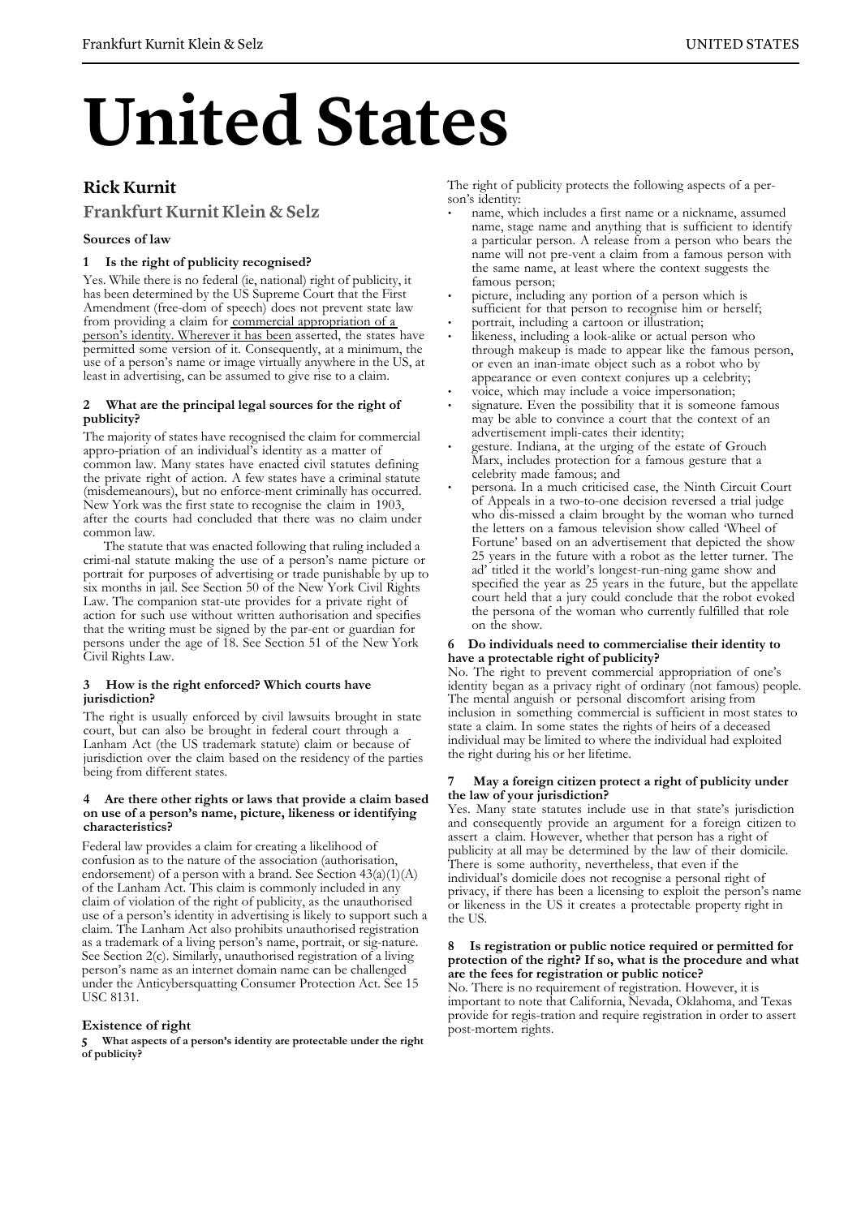# United States

## Rick Kurnit

### Frankfurt Kurnit Klein & Selz

**Sources of law**

**1 Is the right of publicity recognised?**

Yes. While there is no federal (ie, national) right of publicity, it has been determined by the US Supreme Court that the First Amendment (free-dom of speech) does not prevent state law from providing a claim for commercial appropriation of a person's identity. Wherever it has been asserted, the states have permitted some version of it. Consequently, at a minimum, the use of a person's name or image virtually anywhere in the US, at least in advertising, can be assumed to give rise to a claim.

**2 What are the principal legal sources for the right of publicity?**

The majority of states have recognised the claim for commercial appro-priation of an individual's identity as a matter of common law. Many states have enacted civil statutes defining the private right of action. A few states have a criminal statute (misdemeanours), but no enforce-ment criminally has occurred. New York was the first state to recognise the claim in 1903, after the courts had concluded that there was no claim under common law.

The statute that was enacted following that ruling included a crimi-nal statute making the use of a person's name picture or portrait for purposes of advertising or trade punishable by up to six months in jail. See Section 50 of the New York Civil Rights Law. The companion stat-ute provides for a private right of action for such use without written authorisation and specifies that the writing must be signed by the par-ent or guardian for persons under the age of 18. See Section 51 of the New York Civil Rights Law.

**3 How is the right enforced? Which courts have jurisdiction?**

The right is usually enforced by civil lawsuits brought in state court, but can also be brought in federal court through a Lanham Act (the US trademark statute) claim or because of jurisdiction over the claim based on the residency of the parties being from different states.

**4 Are there other rights or laws that provide a claim based on use of a person's name, picture, likeness or identifying characteristics?**

Federal law provides a claim for creating a likelihood of confusion as to the nature of the association (authorisation, endorsement) of a person with a brand. See Section 43(a)(1)(A) of the Lanham Act. This claim is commonly included in any claim of violation of the right of publicity, as the unauthorised use of a person's identity in advertising is likely to support such a claim. The Lanham Act also prohibits unauthorised registration as a trademark of a living person's name, portrait, or sig-nature. See Section 2(c). Similarly, unauthorised registration of a living person's name as an internet domain name can be challenged under the Anticybersquatting Consumer Protection Act. See 15 USC 8131.

**Existence of right**

**5 What aspects of a person's identity are protectable under the right of publicity?**

The right of publicity protects the following aspects of a per-son's identity:

- name, which includes a first name or a nickname, assumed name, stage name and anything that is sufficient to identify a particular person. A release from a person who bears the name will not pre-vent a claim from a famous person with the same name, at least where the context suggests the famous person;
- picture, including any portion of a person which is sufficient for that person to recognise him or herself;
- portrait, including a cartoon or illustration;
- likeness, including a look-alike or actual person who through makeup is made to appear like the famous person, or even an inan-imate object such as a robot who by appearance or even context conjures up a celebrity;
- voice, which may include a voice impersonation;
- signature. Even the possibility that it is someone famous may be able to convince a court that the context of an advertisement impli-cates their identity;
- gesture. Indiana, at the urging of the estate of Grouch Marx, includes protection for a famous gesture that a celebrity made famous; and
- persona. In a much criticised case, the Ninth Circuit Court of Appeals in a two-to-one decision reversed a trial judge who dis-missed a claim brought by the woman who turned the letters on a famous television show called 'Wheel of Fortune' based on an advertisement that depicted the show 25 years in the future with a robot as the letter turner. The ad' titled it the world's longest-run-ning game show and specified the year as 25 years in the future, but the appellate court held that a jury could conclude that the robot evoked the persona of the woman who currently fulfilled that role on the show.

**6 Do individuals need to commercialise their identity to have a protectable right of publicity?**

No. The right to prevent commercial appropriation of one's identity began as a privacy right of ordinary (not famous) people. The mental anguish or personal discomfort arising from inclusion in something commercial is sufficient in most states to state a claim. In some states the rights of heirs of a deceased individual may be limited to where the individual had exploited the right during his or her lifetime.

**7 May a foreign citizen protect a right of publicity under the law of your jurisdiction?**

Yes. Many state statutes include use in that state's jurisdiction and consequently provide an argument for a foreign citizen to assert a claim. However, whether that person has a right of publicity at all may be determined by the law of their domicile. There is some authority, nevertheless, that even if the individual's domicile does not recognise a personal right of privacy, if there has been a licensing to exploit the person's name or likeness in the US it creates a protectable property right in the US.

**8 Is registration or public notice required or permitted for protection of the right? If so, what is the procedure and what are the fees for registration or public notice?**

No. There is no requirement of registration. However, it is important to note that California, Nevada, Oklahoma, and Texas provide for regis-tration and require registration in order to assert post-mortem rights.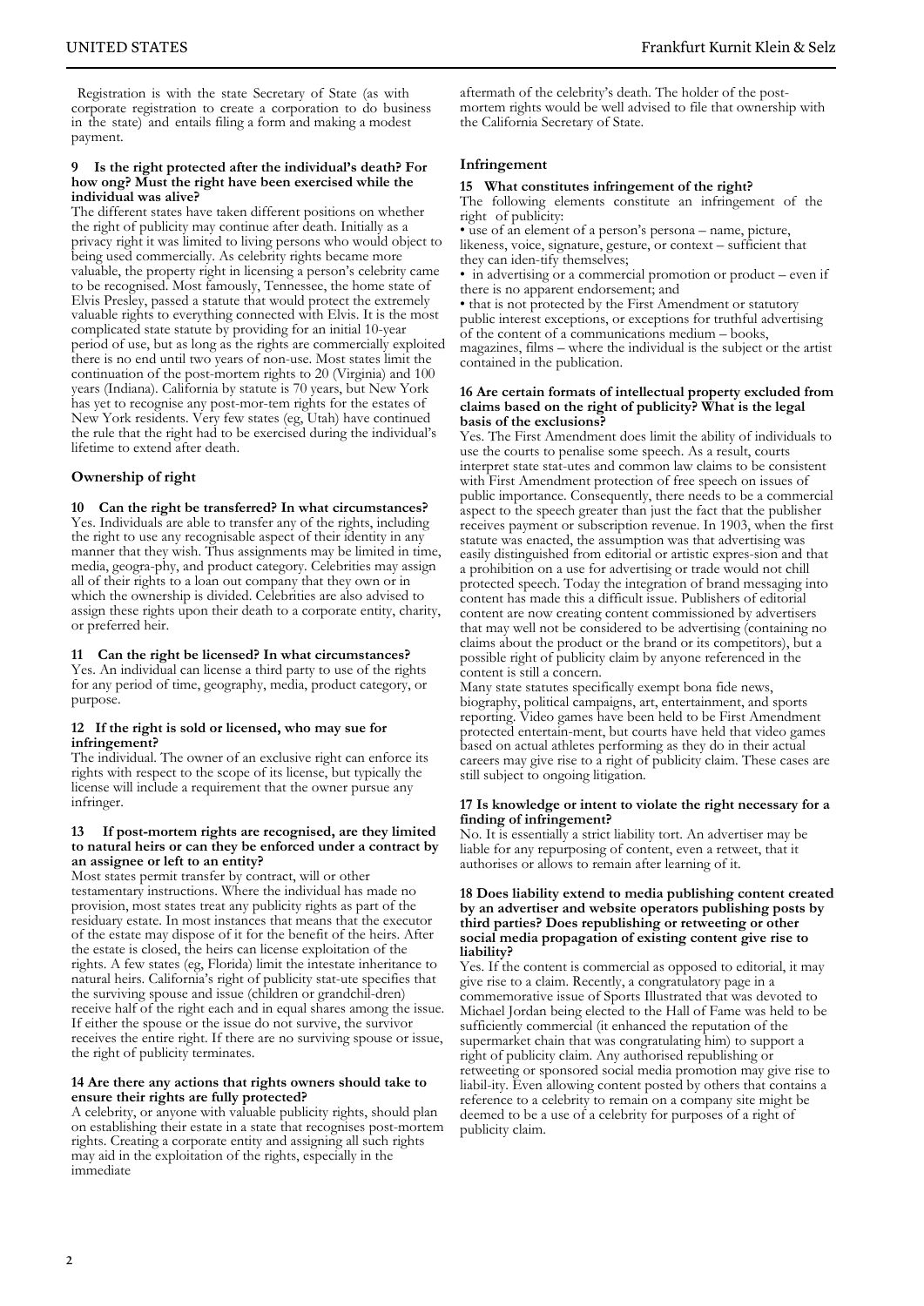Registration is with the state Secretary of State (as with corporate registration to create a corporation to do business in the state) and entails filing a form and making a modest payment.

**9 Is the right protected after the individual's death? For how ong? Must the right have been exercised while the individual was alive?**

The different states have taken different positions on whether the right of publicity may continue after death. Initially as a privacy right it was limited to living persons who would object to being used commercially. As celebrity rights became more valuable, the property right in licensing a person's celebrity came to be recognised. Most famously, Tennessee, the home state of Elvis Presley, passed a statute that would protect the extremely valuable rights to everything connected with Elvis. It is the most complicated state statute by providing for an initial 10-year period of use, but as long as the rights are commercially exploited there is no end until two years of non-use. Most states limit the continuation of the post-mortem rights to 20 (Virginia) and 100 years (Indiana). California by statute is 70 years, but New York has yet to recognise any post-mor-tem rights for the estates of New York residents. Very few states (eg, Utah) have continued the rule that the right had to be exercised during the individual's lifetime to extend after death.

## Ownership of right

**10 Can the right be transferred? In what circumstances?**

Yes. Individuals are able to transfer any of the rights, including the right to use any recognisable aspect of their identity in any manner that they wish. Thus assignments may be limited in time, media, geogra-phy, and product category. Celebrities may assign all of their rights to a loan out company that they own or in which the ownership is divided. Celebrities are also advised to assign these rights upon their death to a corporate entity, charity, or preferred heir.

**11 Can the right be licensed? In what circumstances?**

Yes. An individual can license a third party to use of the rights for any period of time, geography, media, product category, or purpose.

**12 If the right is sold or licensed, who may sue for infringement?**

The individual. The owner of an exclusive right can enforce its rights with respect to the scope of its license, but typically the license will include a requirement that the owner pursue any infringer.

**13 If post-mortem rights are recognised, are they limited to natural heirs or can they be enforced under a contract by an assignee or left to an entity?**

Most states permit transfer by contract, will or other testamentary instructions. Where the individual has made no provision, most states treat any publicity rights as part of the residuary estate. In most instances that means that the executor of the estate may dispose of it for the benefit of the heirs. After the estate is closed, the heirs can license exploitation of the rights. A few states (eg, Florida) limit the intestate inheritance to natural heirs. California's right of publicity stat-ute specifies that the surviving spouse and issue (children or grandchil-dren) receive half of the right each and in equal shares among the issue. If either the spouse or the issue do not survive, the survivor receives the entire right. If there are no surviving spouse or issue, the right of publicity terminates.

**14 Are there any actions that rights owners should take to ensure their rights are fully protected?**

A celebrity, or anyone with valuable publicity rights, should plan on establishing their estate in a state that recognises post-mortem rights. Creating a corporate entity and assigning all such rights may aid in the exploitation of the rights, especially in the immediate aftermath of the celebrity's death. The holder of the post-mortem rights would be well advised to file that ownership with the California Secretary of State.

## Infringement

**15 What constitutes infringement of the right?**

The following elements constitute an infringement of the right of publicity:

- use of an element of a person's persona – name, picture, likeness, voice, signature, gesture, or context – sufficient that they can iden-tify themselves;
- in advertising or a commercial promotion or product – even if there is no apparent endorsement; and
- that is not protected by the First Amendment or statutory public interest exceptions, or exceptions for truthful advertising of the content of a communications medium – books, magazines, films – where the individual is the subject or the artist contained in the publication.

**16 Are certain formats of intellectual property excluded from claims based on the right of publicity? What is the legal basis of the exclusions?**

Yes. The First Amendment does limit the ability of individuals to use the courts to penalise some speech. As a result, courts interpret state stat-utes and common law claims to be consistent with First Amendment protection of free speech on issues of public importance. Consequently, there needs to be a commercial aspect to the speech greater than just the fact that the publisher receives payment or subscription revenue. In 1903, when the first statute was enacted, the assumption was that advertising was easily distinguished from editorial or artistic expres-sion and that a prohibition on a use for advertising or trade would not chill protected speech. Today the integration of brand messaging into content has made this a difficult issue. Publishers of editorial content are now creating content commissioned by advertisers that may well not be considered to be advertising (containing no claims about the product or the brand or its competitors), but a possible right of publicity claim by anyone referenced in the content is still a concern.

Many state statutes specifically exempt bona fide news, biography, political campaigns, art, entertainment, and sports reporting. Video games have been held to be First Amendment protected entertain-ment, but courts have held that video games based on actual athletes performing as they do in their actual careers may give rise to a right of publicity claim. These cases are still subject to ongoing litigation.

**17 Is knowledge or intent to violate the right necessary for a finding of infringement?**

No. It is essentially a strict liability tort. An advertiser may be liable for any repurposing of content, even a retweet, that it authorises or allows to remain after learning of it.

**18 Does liability extend to media publishing content created by an advertiser and website operators publishing posts by third parties? Does republishing or retweeting or other social media propagation of existing content give rise to liability?**

Yes. If the content is commercial as opposed to editorial, it may give rise to a claim. Recently, a congratulatory page in a commemorative issue of Sports Illustrated that was devoted to Michael Jordan being elected to the Hall of Fame was held to be sufficiently commercial (it enhanced the reputation of the supermarket chain that was congratulating him) to support a right of publicity claim. Any authorised republishing or retweeting or sponsored social media promotion may give rise to liabil-ity. Even allowing content posted by others that contains a reference to a celebrity to remain on a company site might be deemed to be a use of a celebrity for purposes of a right of publicity claim.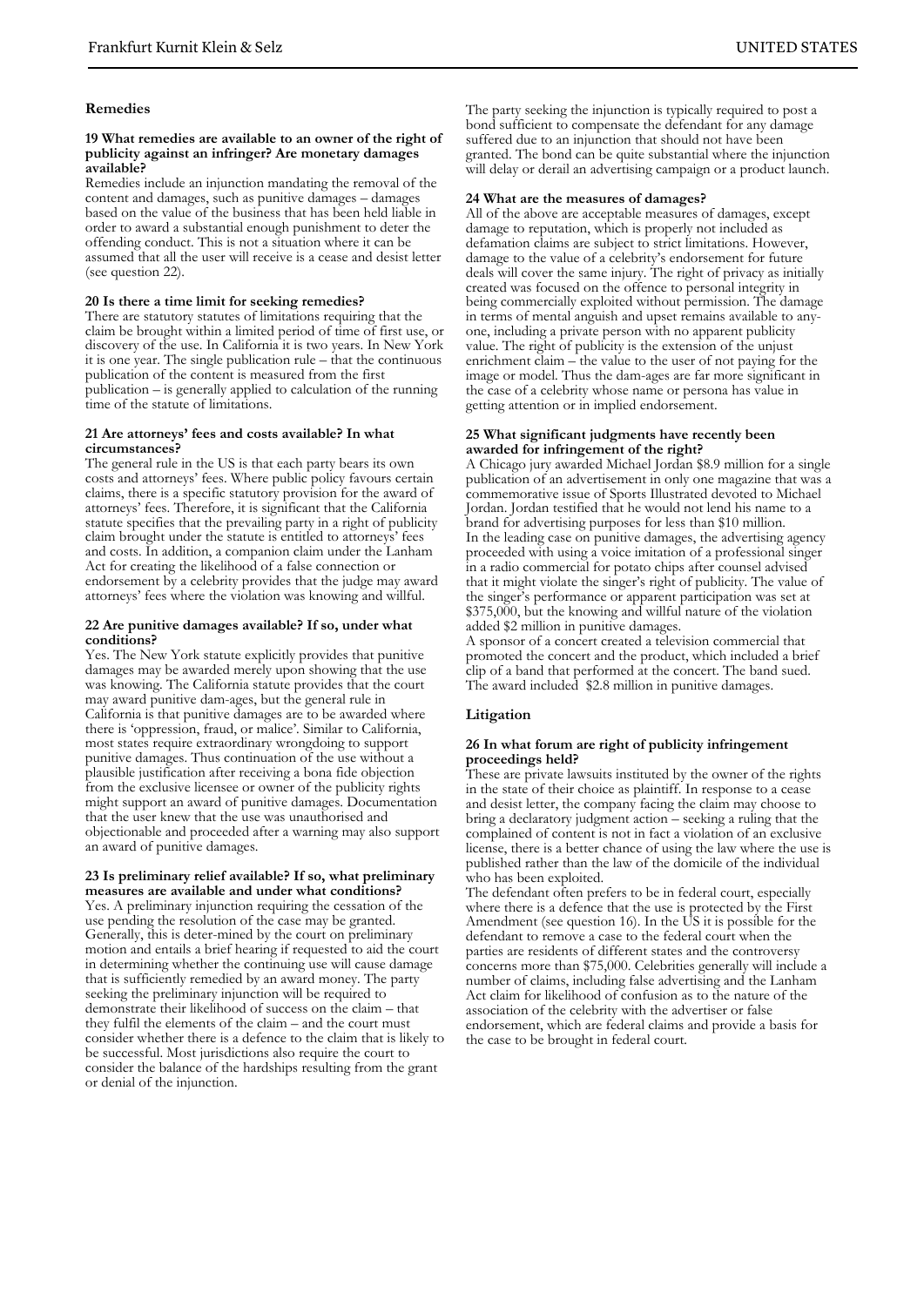## Remedies

**19 What remedies are available to an owner of the right of publicity against an infringer? Are monetary damages available?**

Remedies include an injunction mandating the removal of the content and damages, such as punitive damages – damages based on the value of the business that has been held liable in order to award a substantial enough punishment to deter the offending conduct. This is not a situation where it can be assumed that all the user will receive is a cease and desist letter (see question 22).

**20 Is there a time limit for seeking remedies?**

There are statutory statutes of limitations requiring that the claim be brought within a limited period of time of first use, or discovery of the use. In California it is two years. In New York it is one year. The single publication rule – that the continuous publication of the content is measured from the first publication – is generally applied to calculation of the running time of the statute of limitations.

**21 Are attorneys' fees and costs available? In what circumstances?**

The general rule in the US is that each party bears its own costs and attorneys' fees. Where public policy favours certain claims, there is a specific statutory provision for the award of attorneys' fees. Therefore, it is significant that the California statute specifies that the prevailing party in a right of publicity claim brought under the statute is entitled to attorneys' fees and costs. In addition, a companion claim under the Lanham Act for creating the likelihood of a false connection or endorsement by a celebrity provides that the judge may award attorneys' fees where the violation was knowing and willful.

**22 Are punitive damages available? If so, under what conditions?**

Yes. The New York statute explicitly provides that punitive damages may be awarded merely upon showing that the use was knowing. The California statute provides that the court may award punitive dam-ages, but the general rule in California is that punitive damages are to be awarded where there is 'oppression, fraud, or malice'. Similar to California, most states require extraordinary wrongdoing to support punitive damages. Thus continuation of the use without a plausible justification after receiving a bona fide objection from the exclusive licensee or owner of the publicity rights might support an award of punitive damages. Documentation that the user knew that the use was unauthorised and objectionable and proceeded after a warning may also support an award of punitive damages.

**23 Is preliminary relief available? If so, what preliminary measures are available and under what conditions?**

Yes. A preliminary injunction requiring the cessation of the use pending the resolution of the case may be granted. Generally, this is deter-mined by the court on preliminary motion and entails a brief hearing if requested to aid the court in determining whether the continuing use will cause damage that is sufficiently remedied by an award money. The party seeking the preliminary injunction will be required to demonstrate their likelihood of success on the claim – that they fulfil the elements of the claim – and the court must consider whether there is a defence to the claim that is likely to be successful. Most jurisdictions also require the court to consider the balance of the hardships resulting from the grant or denial of the injunction.

The party seeking the injunction is typically required to post a bond sufficient to compensate the defendant for any damage suffered due to an injunction that should not have been granted. The bond can be quite substantial where the injunction will delay or derail an advertising campaign or a product launch.

**24 What are the measures of damages?**

All of the above are acceptable measures of damages, except damage to reputation, which is properly not included as defamation claims are subject to strict limitations. However, damage to the value of a celebrity's endorsement for future deals will cover the same injury. The right of privacy as initially created was focused on the offence to personal integrity in being commercially exploited without permission. The damage in terms of mental anguish and upset remains available to any-one, including a private person with no apparent publicity value. The right of publicity is the extension of the unjust enrichment claim – the value to the user of not paying for the image or model. Thus the dam-ages are far more significant in the case of a celebrity whose name or persona has value in getting attention or in implied endorsement.

**25 What significant judgments have recently been awarded for infringement of the right?**

A Chicago jury awarded Michael Jordan \$8.9 million for a single publication of an advertisement in only one magazine that was a commemorative issue of Sports Illustrated devoted to Michael Jordan. Jordan testified that he would not lend his name to a brand for advertising purposes for less than \$10 million.

In the leading case on punitive damages, the advertising agency proceeded with using a voice imitation of a professional singer in a radio commercial for potato chips after counsel advised that it might violate the singer's right of publicity. The value of the singer's performance or apparent participation was set at \$375,000, but the knowing and willful nature of the violation added \$2 million in punitive damages.

A sponsor of a concert created a television commercial that promoted the concert and the product, which included a brief clip of a band that performed at the concert. The band sued. The award included \$2.8 million in punitive damages.

## Litigation

**26 In what forum are right of publicity infringement proceedings held?**

These are private lawsuits instituted by the owner of the rights in the state of their choice as plaintiff. In response to a cease and desist letter, the company facing the claim may choose to bring a declaratory judgment action – seeking a ruling that the complained of content is not in fact a violation of an exclusive license, there is a better chance of using the law where the use is published rather than the law of the domicile of the individual who has been exploited.

The defendant often prefers to be in federal court, especially where there is a defence that the use is protected by the First Amendment (see question 16). In the US it is possible for the defendant to remove a case to the federal court when the parties are residents of different states and the controversy concerns more than \$75,000. Celebrities generally will include a number of claims, including false advertising and the Lanham Act claim for likelihood of confusion as to the nature of the association of the celebrity with the advertiser or false endorsement, which are federal claims and provide a basis for the case to be brought in federal court.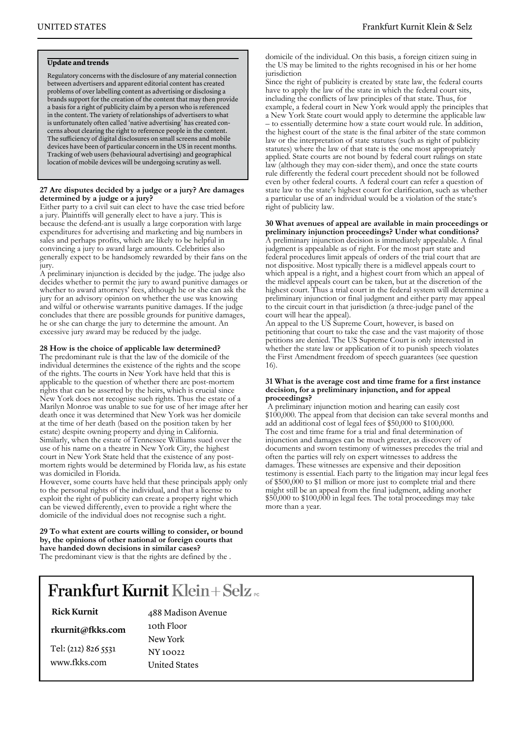### Update and trends

Regulatory concerns with the disclosure of any material connection between advertisers and apparent editorial content has created problems of over labelling content as advertising or disclosing a brands support for the creation of the content that may then provide a basis for a right of publicity claim by a person who is referenced in the content. The variety of relationships of advertisers to what is unfortunately often called 'native advertising' has created concerns about clearing the right to reference people in the content. The sufficiency of digital disclosures on small screens and mobile devices have been of particular concern in the US in recent months. Tracking of web users (behavioural advertising) and geographical location of mobile devices will be undergoing scrutiny as well.

**27 Are disputes decided by a judge or a jury? Are damages determined by a judge or a jury?**

Either party to a civil suit can elect to have the case tried before a jury. Plaintiffs will generally elect to have a jury. This is because the defend-ant is usually a large corporation with large expenditures for advertising and marketing and big numbers in sales and perhaps profits, which are likely to be helpful in convincing a jury to award large amounts. Celebrities also generally expect to be handsomely rewarded by their fans on the jury.

A preliminary injunction is decided by the judge. The judge also decides whether to permit the jury to award punitive damages or whether to award attorneys' fees, although he or she can ask the jury for an advisory opinion on whether the use was knowing and wilful or otherwise warrants punitive damages. If the judge concludes that there are possible grounds for punitive damages, he or she can charge the jury to determine the amount. An excessive jury award may be reduced by the judge.

**28 How is the choice of applicable law determined?**

The predominant rule is that the law of the domicile of the individual determines the existence of the rights and the scope of the rights. The courts in New York have held that this is applicable to the question of whether there are post-mortem rights that can be asserted by the heirs, which is crucial since New York does not recognise such rights. Thus the estate of a Marilyn Monroe was unable to sue for use of her image after her death once it was determined that New York was her domicile at the time of her death (based on the position taken by her estate) despite owning property and dying in California. Similarly, when the estate of Tennessee Williams sued over the use of his name on a theatre in New York City, the highest court in New York State held that the existence of any post-mortem rights would be determined by Florida law, as his estate was domiciled in Florida.

However, some courts have held that these principals apply only to the personal rights of the individual, and that a license to exploit the right of publicity can create a property right which can be viewed differently, even to provide a right where the domicile of the individual does not recognise such a right.

**29 To what extent are courts willing to consider, or bound by, the opinions of other national or foreign courts that have handed down decisions in similar cases?**

The predominant view is that the rights are defined by the . domicile of the individual. On this basis, a foreign citizen suing in the US may be limited to the rights recognised in his or her home jurisdiction

Since the right of publicity is created by state law, the federal courts have to apply the law of the state in which the federal court sits, including the conflicts of law principles of that state. Thus, for example, a federal court in New York would apply the principles that a New York State court would apply to determine the applicable law – to essentially determine how a state court would rule. In addition, the highest court of the state is the final arbiter of the state common law or the interpretation of state statutes (such as right of publicity statutes) where the law of that state is the one most appropriately applied. State courts are not bound by federal court rulings on state law (although they may con-sider them), and once the state courts rule differently the federal court precedent should not be followed even by other federal courts. A federal court can refer a question of state law to the state's highest court for clarification, such as whether a particular use of an individual would be a violation of the state's right of publicity law.

**30 What avenues of appeal are available in main proceedings or preliminary injunction proceedings? Under what conditions?**

A preliminary injunction decision is immediately appealable. A final judgment is appealable as of right. For the most part state and federal procedures limit appeals of orders of the trial court that are not dispositive. Most typically there is a midlevel appeals court to which appeal is a right, and a highest court from which an appeal of the midlevel appeals court can be taken, but at the discretion of the highest court. Thus a trial court in the federal system will determine a preliminary injunction or final judgment and either party may appeal to the circuit court in that jurisdiction (a three-judge panel of the court will hear the appeal).

An appeal to the US Supreme Court, however, is based on petitioning that court to take the case and the vast majority of those petitions are denied. The US Supreme Court is only interested in whether the state law or application of it to punish speech violates the First Amendment freedom of speech guarantees (see question 16).

**31 What is the average cost and time frame for a first instance decision, for a preliminary injunction, and for appeal proceedings?**

A preliminary injunction motion and hearing can easily cost \$100,000. The appeal from that decision can take several months and add an additional cost of legal fees of \$50,000 to \$100,000. The cost and time frame for a trial and final determination of injunction and damages can be much greater, as discovery of documents and sworn testimony of witnesses precedes the trial and often the parties will rely on expert witnesses to address the damages. These witnesses are expensive and their deposition testimony is essential. Each party to the litigation may incur legal fees of \$500,000 to \$1 million or more just to complete trial and there might still be an appeal from the final judgment, adding another \$50,000 to \$100,000 in legal fees. The total proceedings may take more than a year.

**Frankfurt Kurnit Klein + Selz** PC

**Rick Kurnit**
**rkurnit@fkks.com**

Tel: (212) 826 5531
www.fkks.com

488 Madison Avenue
10th Floor
New York
NY 10022
United States